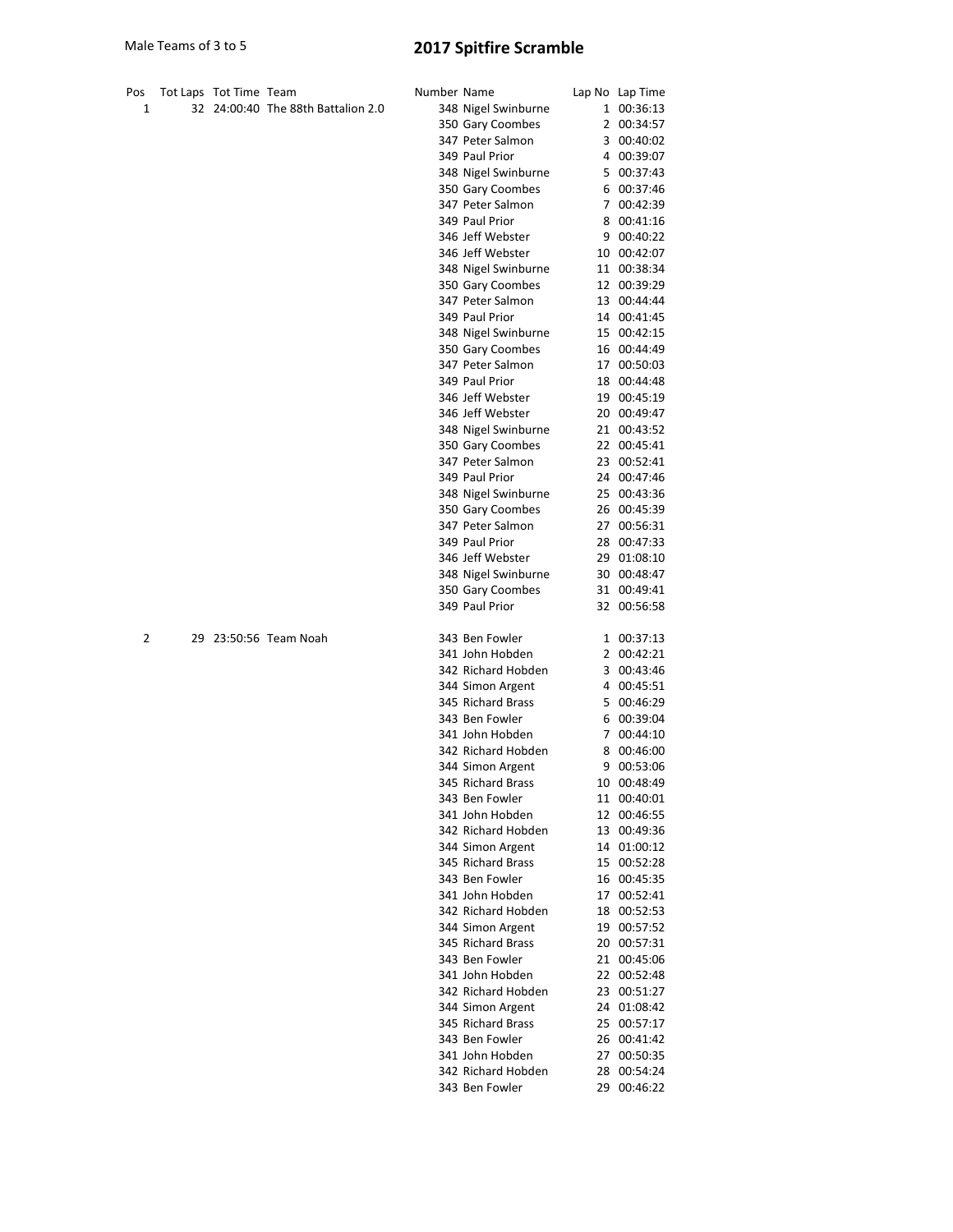Male Teams of 3 to 5

# 2017 Spitfire Scramble

| Pos | Tot Laps | Tot Time | Team | Number | Name | Lap No | Lap Time |
|---|---|---|---|---|---|---|---|
| 1 | 32 | 24:00:40 | The 88th Battalion 2.0 | 348 | Nigel Swinburne | 1 | 00:36:13 |
| | | | | 350 | Gary Coombes | 2 | 00:34:57 |
| | | | | 347 | Peter Salmon | 3 | 00:40:02 |
| | | | | 349 | Paul Prior | 4 | 00:39:07 |
| | | | | 348 | Nigel Swinburne | 5 | 00:37:43 |
| | | | | 350 | Gary Coombes | 6 | 00:37:46 |
| | | | | 347 | Peter Salmon | 7 | 00:42:39 |
| | | | | 349 | Paul Prior | 8 | 00:41:16 |
| | | | | 346 | Jeff Webster | 9 | 00:40:22 |
| | | | | 346 | Jeff Webster | 10 | 00:42:07 |
| | | | | 348 | Nigel Swinburne | 11 | 00:38:34 |
| | | | | 350 | Gary Coombes | 12 | 00:39:29 |
| | | | | 347 | Peter Salmon | 13 | 00:44:44 |
| | | | | 349 | Paul Prior | 14 | 00:41:45 |
| | | | | 348 | Nigel Swinburne | 15 | 00:42:15 |
| | | | | 350 | Gary Coombes | 16 | 00:44:49 |
| | | | | 347 | Peter Salmon | 17 | 00:50:03 |
| | | | | 349 | Paul Prior | 18 | 00:44:48 |
| | | | | 346 | Jeff Webster | 19 | 00:45:19 |
| | | | | 346 | Jeff Webster | 20 | 00:49:47 |
| | | | | 348 | Nigel Swinburne | 21 | 00:43:52 |
| | | | | 350 | Gary Coombes | 22 | 00:45:41 |
| | | | | 347 | Peter Salmon | 23 | 00:52:41 |
| | | | | 349 | Paul Prior | 24 | 00:47:46 |
| | | | | 348 | Nigel Swinburne | 25 | 00:43:36 |
| | | | | 350 | Gary Coombes | 26 | 00:45:39 |
| | | | | 347 | Peter Salmon | 27 | 00:56:31 |
| | | | | 349 | Paul Prior | 28 | 00:47:33 |
| | | | | 346 | Jeff Webster | 29 | 01:08:10 |
| | | | | 348 | Nigel Swinburne | 30 | 00:48:47 |
| | | | | 350 | Gary Coombes | 31 | 00:49:41 |
| | | | | 349 | Paul Prior | 32 | 00:56:58 |
| 2 | 29 | 23:50:56 | Team Noah | 343 | Ben Fowler | 1 | 00:37:13 |
| | | | | 341 | John Hobden | 2 | 00:42:21 |
| | | | | 342 | Richard Hobden | 3 | 00:43:46 |
| | | | | 344 | Simon Argent | 4 | 00:45:51 |
| | | | | 345 | Richard Brass | 5 | 00:46:29 |
| | | | | 343 | Ben Fowler | 6 | 00:39:04 |
| | | | | 341 | John Hobden | 7 | 00:44:10 |
| | | | | 342 | Richard Hobden | 8 | 00:46:00 |
| | | | | 344 | Simon Argent | 9 | 00:53:06 |
| | | | | 345 | Richard Brass | 10 | 00:48:49 |
| | | | | 343 | Ben Fowler | 11 | 00:40:01 |
| | | | | 341 | John Hobden | 12 | 00:46:55 |
| | | | | 342 | Richard Hobden | 13 | 00:49:36 |
| | | | | 344 | Simon Argent | 14 | 01:00:12 |
| | | | | 345 | Richard Brass | 15 | 00:52:28 |
| | | | | 343 | Ben Fowler | 16 | 00:45:35 |
| | | | | 341 | John Hobden | 17 | 00:52:41 |
| | | | | 342 | Richard Hobden | 18 | 00:52:53 |
| | | | | 344 | Simon Argent | 19 | 00:57:52 |
| | | | | 345 | Richard Brass | 20 | 00:57:31 |
| | | | | 343 | Ben Fowler | 21 | 00:45:06 |
| | | | | 341 | John Hobden | 22 | 00:52:48 |
| | | | | 342 | Richard Hobden | 23 | 00:51:27 |
| | | | | 344 | Simon Argent | 24 | 01:08:42 |
| | | | | 345 | Richard Brass | 25 | 00:57:17 |
| | | | | 343 | Ben Fowler | 26 | 00:41:42 |
| | | | | 341 | John Hobden | 27 | 00:50:35 |
| | | | | 342 | Richard Hobden | 28 | 00:54:24 |
| | | | | 343 | Ben Fowler | 29 | 00:46:22 |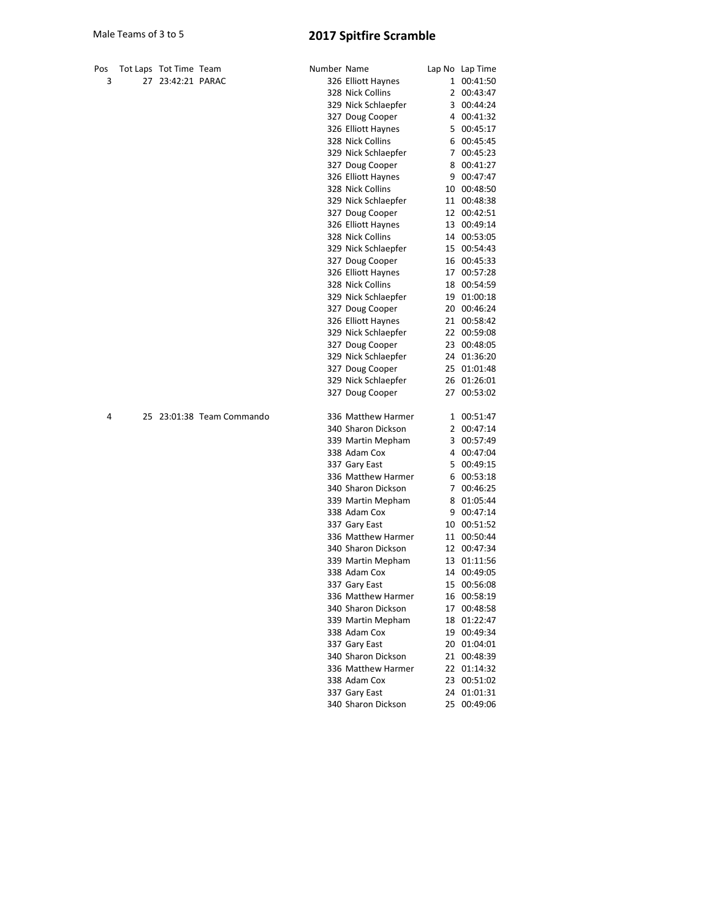Male Teams of 3 to 5

# 2017 Spitfire Scramble

| Pos | Tot Laps | Tot Time | Team | Number | Name | Lap No | Lap Time |
|---|---|---|---|---|---|---|---|
| 3 | 27 | 23:42:21 | PARAC | 326 | Elliott Haynes | 1 | 00:41:50 |
| | | | | 328 | Nick Collins | 2 | 00:43:47 |
| | | | | 329 | Nick Schlaepfer | 3 | 00:44:24 |
| | | | | 327 | Doug Cooper | 4 | 00:41:32 |
| | | | | 326 | Elliott Haynes | 5 | 00:45:17 |
| | | | | 328 | Nick Collins | 6 | 00:45:45 |
| | | | | 329 | Nick Schlaepfer | 7 | 00:45:23 |
| | | | | 327 | Doug Cooper | 8 | 00:41:27 |
| | | | | 326 | Elliott Haynes | 9 | 00:47:47 |
| | | | | 328 | Nick Collins | 10 | 00:48:50 |
| | | | | 329 | Nick Schlaepfer | 11 | 00:48:38 |
| | | | | 327 | Doug Cooper | 12 | 00:42:51 |
| | | | | 326 | Elliott Haynes | 13 | 00:49:14 |
| | | | | 328 | Nick Collins | 14 | 00:53:05 |
| | | | | 329 | Nick Schlaepfer | 15 | 00:54:43 |
| | | | | 327 | Doug Cooper | 16 | 00:45:33 |
| | | | | 326 | Elliott Haynes | 17 | 00:57:28 |
| | | | | 328 | Nick Collins | 18 | 00:54:59 |
| | | | | 329 | Nick Schlaepfer | 19 | 01:00:18 |
| | | | | 327 | Doug Cooper | 20 | 00:46:24 |
| | | | | 326 | Elliott Haynes | 21 | 00:58:42 |
| | | | | 329 | Nick Schlaepfer | 22 | 00:59:08 |
| | | | | 327 | Doug Cooper | 23 | 00:48:05 |
| | | | | 329 | Nick Schlaepfer | 24 | 01:36:20 |
| | | | | 327 | Doug Cooper | 25 | 01:01:48 |
| | | | | 329 | Nick Schlaepfer | 26 | 01:26:01 |
| | | | | 327 | Doug Cooper | 27 | 00:53:02 |
| 4 | 25 | 23:01:38 | Team Commando | 336 | Matthew Harmer | 1 | 00:51:47 |
| | | | | 340 | Sharon Dickson | 2 | 00:47:14 |
| | | | | 339 | Martin Mepham | 3 | 00:57:49 |
| | | | | 338 | Adam Cox | 4 | 00:47:04 |
| | | | | 337 | Gary East | 5 | 00:49:15 |
| | | | | 336 | Matthew Harmer | 6 | 00:53:18 |
| | | | | 340 | Sharon Dickson | 7 | 00:46:25 |
| | | | | 339 | Martin Mepham | 8 | 01:05:44 |
| | | | | 338 | Adam Cox | 9 | 00:47:14 |
| | | | | 337 | Gary East | 10 | 00:51:52 |
| | | | | 336 | Matthew Harmer | 11 | 00:50:44 |
| | | | | 340 | Sharon Dickson | 12 | 00:47:34 |
| | | | | 339 | Martin Mepham | 13 | 01:11:56 |
| | | | | 338 | Adam Cox | 14 | 00:49:05 |
| | | | | 337 | Gary East | 15 | 00:56:08 |
| | | | | 336 | Matthew Harmer | 16 | 00:58:19 |
| | | | | 340 | Sharon Dickson | 17 | 00:48:58 |
| | | | | 339 | Martin Mepham | 18 | 01:22:47 |
| | | | | 338 | Adam Cox | 19 | 00:49:34 |
| | | | | 337 | Gary East | 20 | 01:04:01 |
| | | | | 340 | Sharon Dickson | 21 | 00:48:39 |
| | | | | 336 | Matthew Harmer | 22 | 01:14:32 |
| | | | | 338 | Adam Cox | 23 | 00:51:02 |
| | | | | 337 | Gary East | 24 | 01:01:31 |
| | | | | 340 | Sharon Dickson | 25 | 00:49:06 |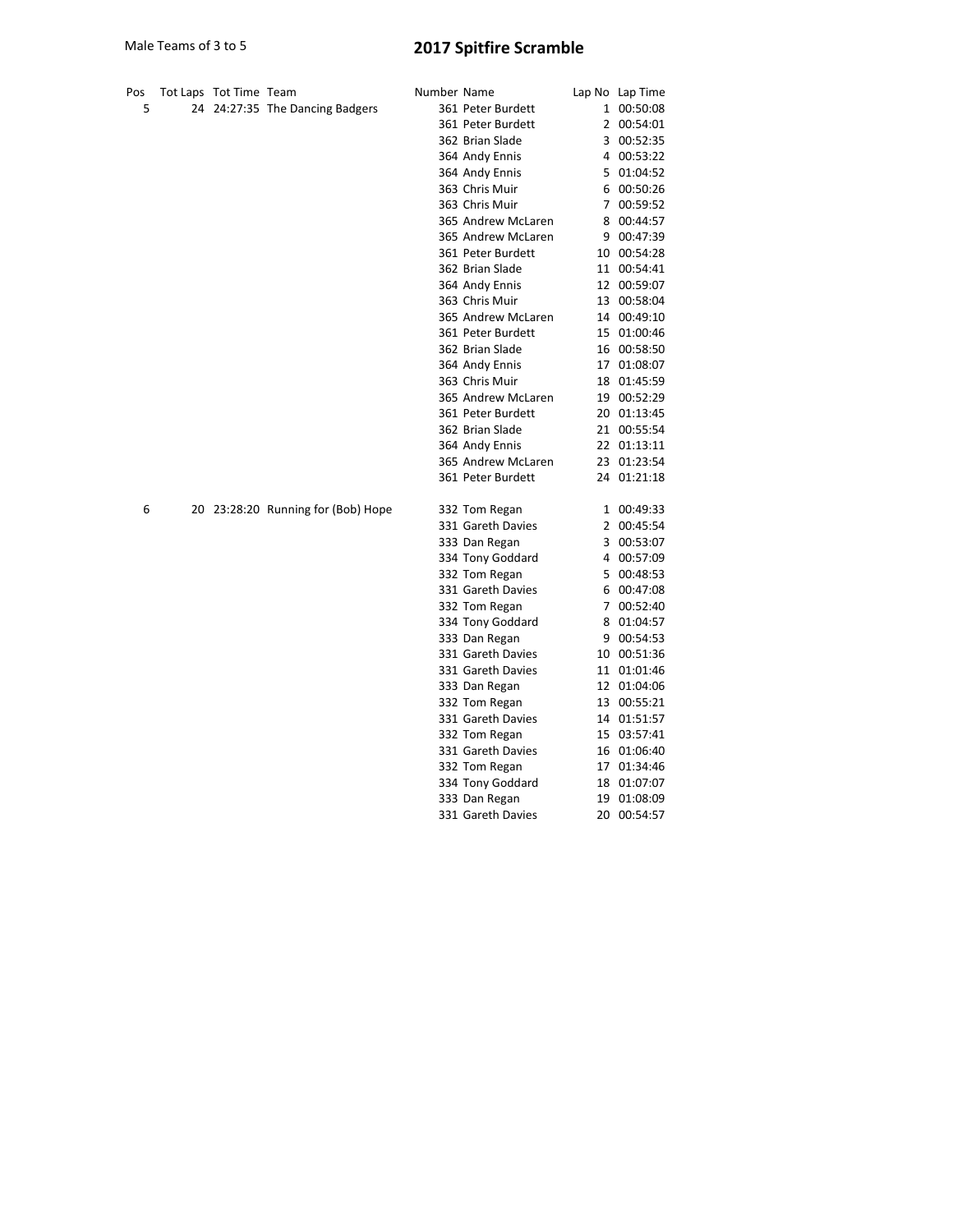Male Teams of 3 to 5

# 2017 Spitfire Scramble

| Pos | Tot Laps | Tot Time | Team | Number | Name | Lap No | Lap Time |
|---|---|---|---|---|---|---|---|
| 5 | 24 | 24:27:35 | The Dancing Badgers | 361 | Peter Burdett | 1 | 00:50:08 |
| | | | | 361 | Peter Burdett | 2 | 00:54:01 |
| | | | | 362 | Brian Slade | 3 | 00:52:35 |
| | | | | 364 | Andy Ennis | 4 | 00:53:22 |
| | | | | 364 | Andy Ennis | 5 | 01:04:52 |
| | | | | 363 | Chris Muir | 6 | 00:50:26 |
| | | | | 363 | Chris Muir | 7 | 00:59:52 |
| | | | | 365 | Andrew McLaren | 8 | 00:44:57 |
| | | | | 365 | Andrew McLaren | 9 | 00:47:39 |
| | | | | 361 | Peter Burdett | 10 | 00:54:28 |
| | | | | 362 | Brian Slade | 11 | 00:54:41 |
| | | | | 364 | Andy Ennis | 12 | 00:59:07 |
| | | | | 363 | Chris Muir | 13 | 00:58:04 |
| | | | | 365 | Andrew McLaren | 14 | 00:49:10 |
| | | | | 361 | Peter Burdett | 15 | 01:00:46 |
| | | | | 362 | Brian Slade | 16 | 00:58:50 |
| | | | | 364 | Andy Ennis | 17 | 01:08:07 |
| | | | | 363 | Chris Muir | 18 | 01:45:59 |
| | | | | 365 | Andrew McLaren | 19 | 00:52:29 |
| | | | | 361 | Peter Burdett | 20 | 01:13:45 |
| | | | | 362 | Brian Slade | 21 | 00:55:54 |
| | | | | 364 | Andy Ennis | 22 | 01:13:11 |
| | | | | 365 | Andrew McLaren | 23 | 01:23:54 |
| | | | | 361 | Peter Burdett | 24 | 01:21:18 |
| 6 | 20 | 23:28:20 | Running for (Bob) Hope | 332 | Tom Regan | 1 | 00:49:33 |
| | | | | 331 | Gareth Davies | 2 | 00:45:54 |
| | | | | 333 | Dan Regan | 3 | 00:53:07 |
| | | | | 334 | Tony Goddard | 4 | 00:57:09 |
| | | | | 332 | Tom Regan | 5 | 00:48:53 |
| | | | | 331 | Gareth Davies | 6 | 00:47:08 |
| | | | | 332 | Tom Regan | 7 | 00:52:40 |
| | | | | 334 | Tony Goddard | 8 | 01:04:57 |
| | | | | 333 | Dan Regan | 9 | 00:54:53 |
| | | | | 331 | Gareth Davies | 10 | 00:51:36 |
| | | | | 331 | Gareth Davies | 11 | 01:01:46 |
| | | | | 333 | Dan Regan | 12 | 01:04:06 |
| | | | | 332 | Tom Regan | 13 | 00:55:21 |
| | | | | 331 | Gareth Davies | 14 | 01:51:57 |
| | | | | 332 | Tom Regan | 15 | 03:57:41 |
| | | | | 331 | Gareth Davies | 16 | 01:06:40 |
| | | | | 332 | Tom Regan | 17 | 01:34:46 |
| | | | | 334 | Tony Goddard | 18 | 01:07:07 |
| | | | | 333 | Dan Regan | 19 | 01:08:09 |
| | | | | 331 | Gareth Davies | 20 | 00:54:57 |